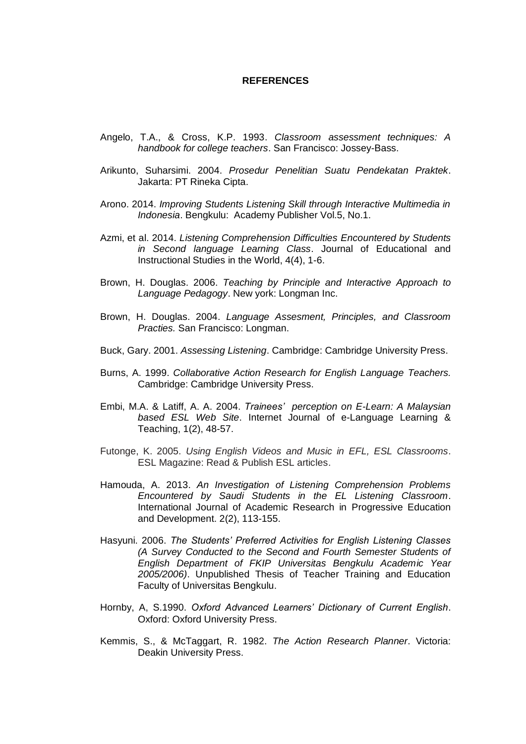# REFERENCES

Angelo, T.A., & Cross, K.P. 1993. *Classroom assessment techniques: A handbook for college teachers*. San Francisco: Jossey-Bass.

Arikunto, Suharsimi. 2004. *Prosedur Penelitian Suatu Pendekatan Praktek*. Jakarta: PT Rineka Cipta.

Arono. 2014. *Improving Students Listening Skill through Interactive Multimedia in Indonesia*. Bengkulu: Academy Publisher Vol.5, No.1.

Azmi, et al. 2014. *Listening Comprehension Difficulties Encountered by Students in Second language Learning Class*. Journal of Educational and Instructional Studies in the World, 4(4), 1-6.

Brown, H. Douglas. 2006. *Teaching by Principle and Interactive Approach to Language Pedagogy*. New york: Longman Inc.

Brown, H. Douglas. 2004. *Language Assesment, Principles, and Classroom Practies.* San Francisco: Longman.

Buck, Gary. 2001. *Assessing Listening*. Cambridge: Cambridge University Press.

Burns, A. 1999. *Collaborative Action Research for English Language Teachers.* Cambridge: Cambridge University Press.

Embi, M.A. & Latiff, A. A. 2004. *Trainees' perception on E-Learn: A Malaysian based ESL Web Site*. Internet Journal of e-Language Learning & Teaching, 1(2), 48-57.

Futonge, K. 2005. *Using English Videos and Music in EFL, ESL Classrooms*. ESL Magazine: Read & Publish ESL articles.

Hamouda, A. 2013. *An Investigation of Listening Comprehension Problems Encountered by Saudi Students in the EL Listening Classroom*. International Journal of Academic Research in Progressive Education and Development. 2(2), 113-155.

Hasyuni. 2006. *The Students' Preferred Activities for English Listening Classes (A Survey Conducted to the Second and Fourth Semester Students of English Department of FKIP Universitas Bengkulu Academic Year 2005/2006)*. Unpublished Thesis of Teacher Training and Education Faculty of Universitas Bengkulu.

Hornby, A, S.1990. *Oxford Advanced Learners' Dictionary of Current English*. Oxford: Oxford University Press.

Kemmis, S., & McTaggart, R. 1982. *The Action Research Planner*. Victoria: Deakin University Press.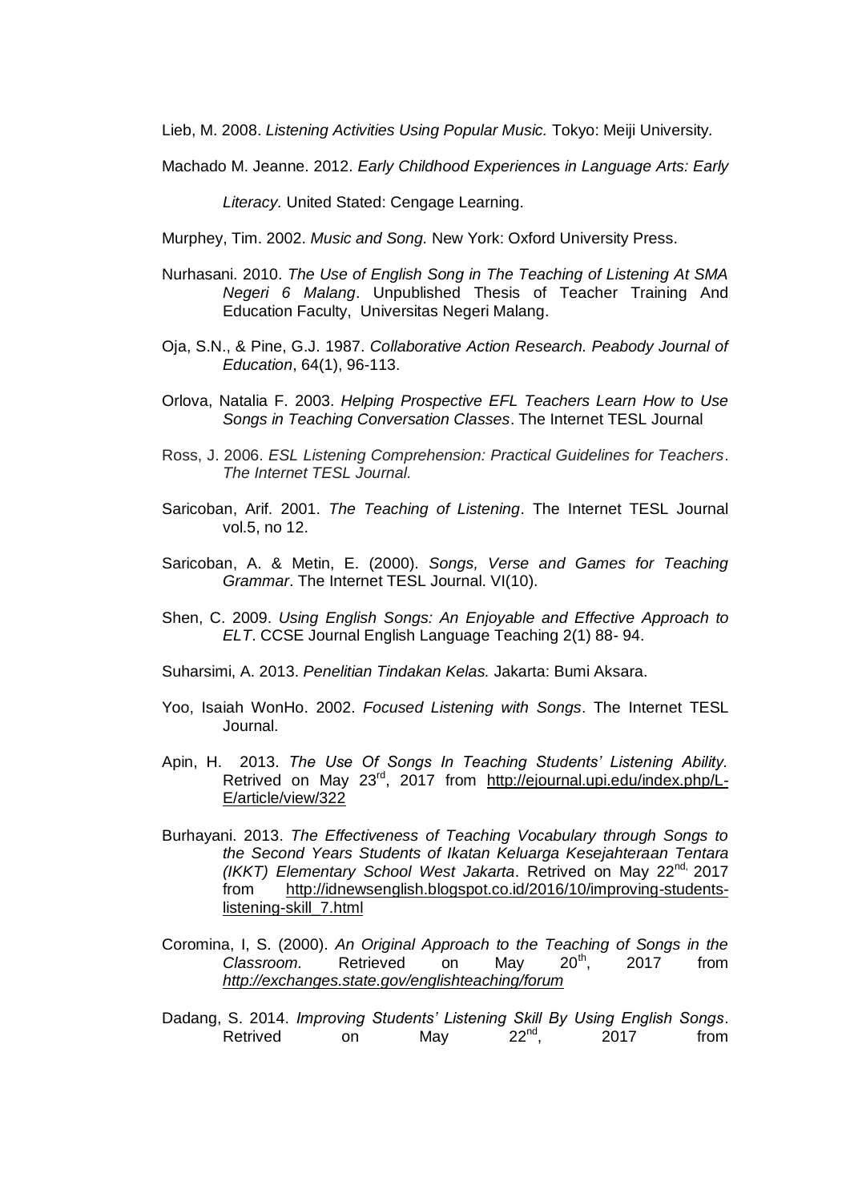Lieb, M. 2008. *Listening Activities Using Popular Music.* Tokyo: Meiji University.

Machado M. Jeanne. 2012. *Early Childhood Experiences in Language Arts: Early Literacy.* United Stated: Cengage Learning.

Murphey, Tim. 2002. *Music and Song.* New York: Oxford University Press.

Nurhasani. 2010. *The Use of English Song in The Teaching of Listening At SMA Negeri 6 Malang*. Unpublished Thesis of Teacher Training And Education Faculty, Universitas Negeri Malang.

Oja, S.N., & Pine, G.J. 1987. *Collaborative Action Research. Peabody Journal of Education*, 64(1), 96-113.

Orlova, Natalia F. 2003. *Helping Prospective EFL Teachers Learn How to Use Songs in Teaching Conversation Classes*. The Internet TESL Journal

Ross, J. 2006. *ESL Listening Comprehension: Practical Guidelines for Teachers*. *The Internet TESL Journal.*

Saricoban, Arif. 2001. *The Teaching of Listening*. The Internet TESL Journal vol.5, no 12.

Saricoban, A. & Metin, E. (2000). *Songs, Verse and Games for Teaching Grammar*. The Internet TESL Journal. VI(10).

Shen, C. 2009. *Using English Songs: An Enjoyable and Effective Approach to ELT*. CCSE Journal English Language Teaching 2(1) 88- 94.

Suharsimi, A. 2013. *Penelitian Tindakan Kelas.* Jakarta: Bumi Aksara.

Yoo, Isaiah WonHo. 2002. *Focused Listening with Songs*. The Internet TESL Journal.

Apin, H. 2013. *The Use Of Songs In Teaching Students' Listening Ability.* Retrived on May 23rd, 2017 from http://ejournal.upi.edu/index.php/L-E/article/view/322

Burhayani. 2013. *The Effectiveness of Teaching Vocabulary through Songs to the Second Years Students of Ikatan Keluarga Kesejahteraan Tentara (IKKT) Elementary School West Jakarta*. Retrived on May 22nd, 2017 from http://idnewsenglish.blogspot.co.id/2016/10/improving-students-listening-skill_7.html

Coromina, I, S. (2000). *An Original Approach to the Teaching of Songs in the Classroom.* Retrieved on May 20th, 2017 from *http://exchanges.state.gov/englishteaching/forum*

Dadang, S. 2014. *Improving Students' Listening Skill By Using English Songs*. Retrived on May 22nd, 2017 from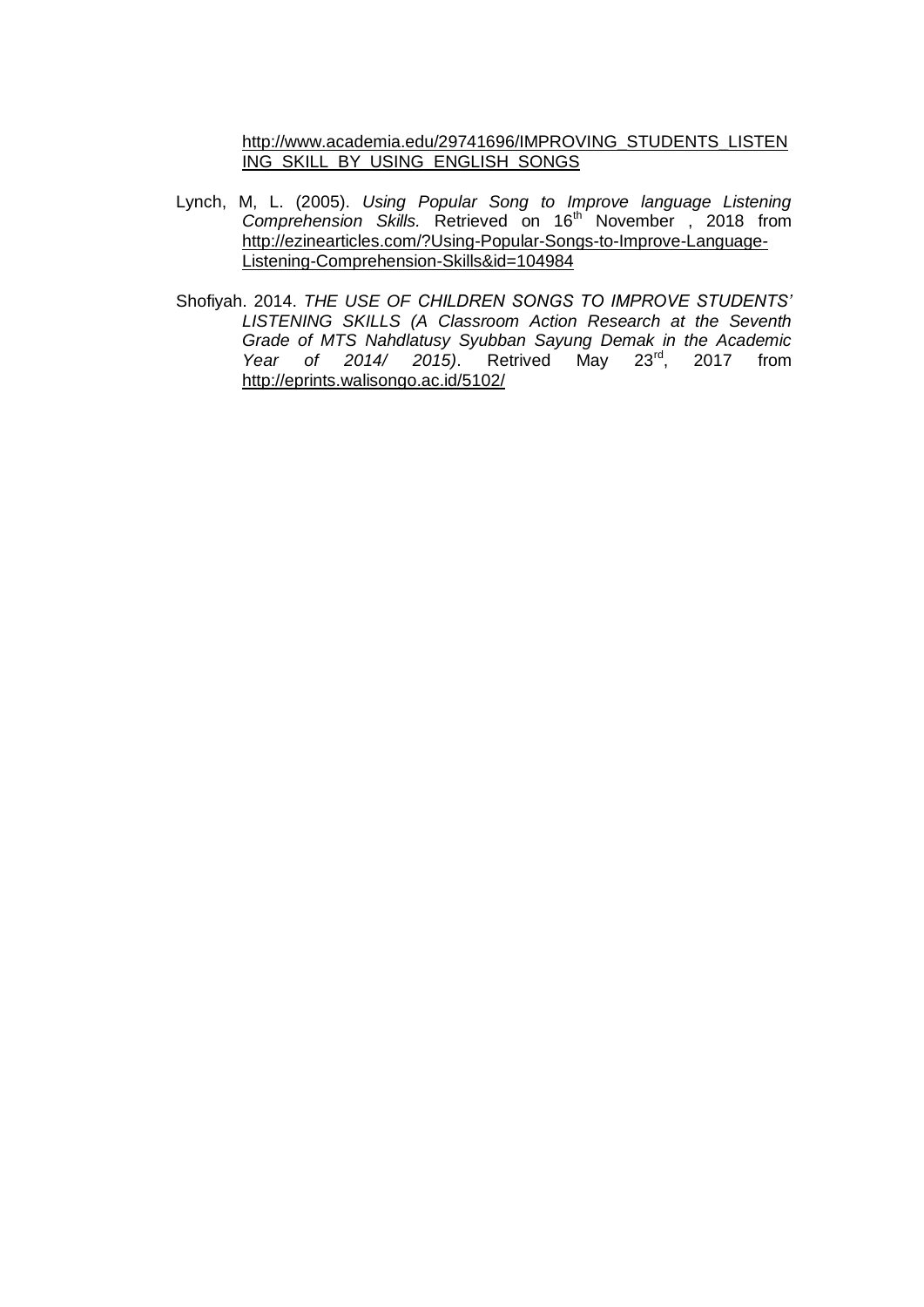http://www.academia.edu/29741696/IMPROVING_STUDENTS_LISTENING_SKILL_BY_USING_ENGLISH_SONGS

Lynch, M, L. (2005). *Using Popular Song to Improve language Listening Comprehension Skills.* Retrieved on 16th November , 2018 from http://ezinearticles.com/?Using-Popular-Songs-to-Improve-Language-Listening-Comprehension-Skills&id=104984

Shofiyah. 2014. *THE USE OF CHILDREN SONGS TO IMPROVE STUDENTS' LISTENING SKILLS (A Classroom Action Research at the Seventh Grade of MTS Nahdlatusy Syubban Sayung Demak in the Academic Year of 2014/ 2015)*. Retrived May 23rd, 2017 from http://eprints.walisongo.ac.id/5102/